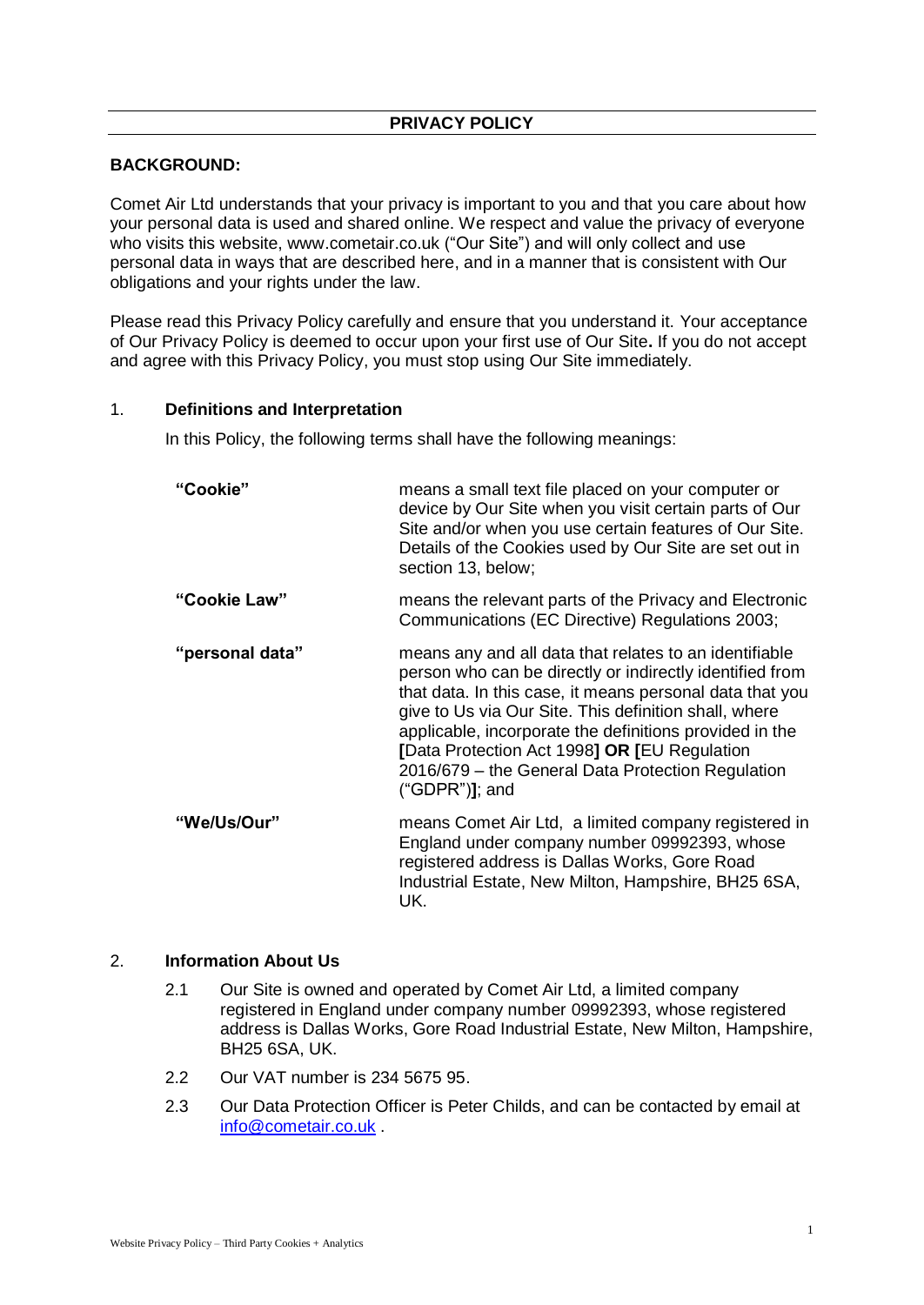# PRIVACY POLICY

**BACKGROUND:**

Comet Air Ltd understands that your privacy is important to you and that you care about how your personal data is used and shared online. We respect and value the privacy of everyone who visits this website, www.cometair.co.uk ("Our Site") and will only collect and use personal data in ways that are described here, and in a manner that is consistent with Our obligations and your rights under the law.

Please read this Privacy Policy carefully and ensure that you understand it. Your acceptance of Our Privacy Policy is deemed to occur upon your first use of Our Site**.** If you do not accept and agree with this Privacy Policy, you must stop using Our Site immediately.

## 1. Definitions and Interpretation

In this Policy, the following terms shall have the following meanings:

| | |
|---|---|
| **"Cookie"** | means a small text file placed on your computer or device by Our Site when you visit certain parts of Our Site and/or when you use certain features of Our Site. Details of the Cookies used by Our Site are set out in section 13, below; |
| **"Cookie Law"** | means the relevant parts of the Privacy and Electronic Communications (EC Directive) Regulations 2003; |
| **"personal data"** | means any and all data that relates to an identifiable person who can be directly or indirectly identified from that data. In this case, it means personal data that you give to Us via Our Site. This definition shall, where applicable, incorporate the definitions provided in the **[**Data Protection Act 1998**] OR [**EU Regulation 2016/679 – the General Data Protection Regulation ("GDPR")**]**; and |
| **"We/Us/Our"** | means Comet Air Ltd, a limited company registered in England under company number 09992393, whose registered address is Dallas Works, Gore Road Industrial Estate, New Milton, Hampshire, BH25 6SA, UK. |

## 2. Information About Us

2.1 Our Site is owned and operated by Comet Air Ltd, a limited company registered in England under company number 09992393, whose registered address is Dallas Works, Gore Road Industrial Estate, New Milton, Hampshire, BH25 6SA, UK.

2.2 Our VAT number is 234 5675 95.

2.3 Our Data Protection Officer is Peter Childs, and can be contacted by email at info@cometair.co.uk .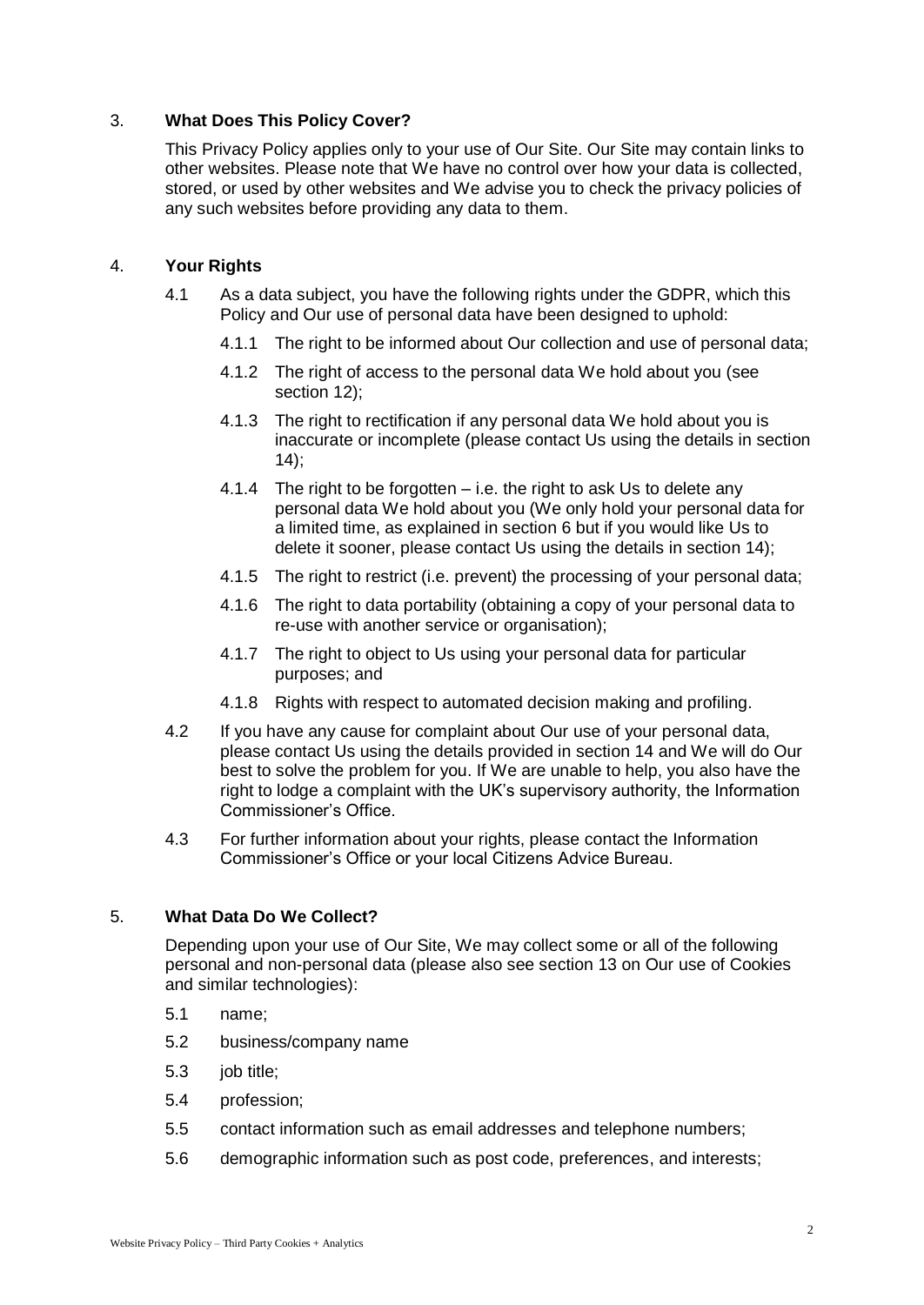## 3. **What Does This Policy Cover?**

This Privacy Policy applies only to your use of Our Site. Our Site may contain links to other websites. Please note that We have no control over how your data is collected, stored, or used by other websites and We advise you to check the privacy policies of any such websites before providing any data to them.

## 4. **Your Rights**

4.1 As a data subject, you have the following rights under the GDPR, which this Policy and Our use of personal data have been designed to uphold:

4.1.1 The right to be informed about Our collection and use of personal data;

4.1.2 The right of access to the personal data We hold about you (see section 12);

4.1.3 The right to rectification if any personal data We hold about you is inaccurate or incomplete (please contact Us using the details in section 14);

4.1.4 The right to be forgotten – i.e. the right to ask Us to delete any personal data We hold about you (We only hold your personal data for a limited time, as explained in section 6 but if you would like Us to delete it sooner, please contact Us using the details in section 14);

4.1.5 The right to restrict (i.e. prevent) the processing of your personal data;

4.1.6 The right to data portability (obtaining a copy of your personal data to re-use with another service or organisation);

4.1.7 The right to object to Us using your personal data for particular purposes; and

4.1.8 Rights with respect to automated decision making and profiling.

4.2 If you have any cause for complaint about Our use of your personal data, please contact Us using the details provided in section 14 and We will do Our best to solve the problem for you. If We are unable to help, you also have the right to lodge a complaint with the UK's supervisory authority, the Information Commissioner's Office.

4.3 For further information about your rights, please contact the Information Commissioner's Office or your local Citizens Advice Bureau.

## 5. **What Data Do We Collect?**

Depending upon your use of Our Site, We may collect some or all of the following personal and non-personal data (please also see section 13 on Our use of Cookies and similar technologies):

5.1 name;

5.2 business/company name

5.3 job title;

5.4 profession;

5.5 contact information such as email addresses and telephone numbers;

5.6 demographic information such as post code, preferences, and interests;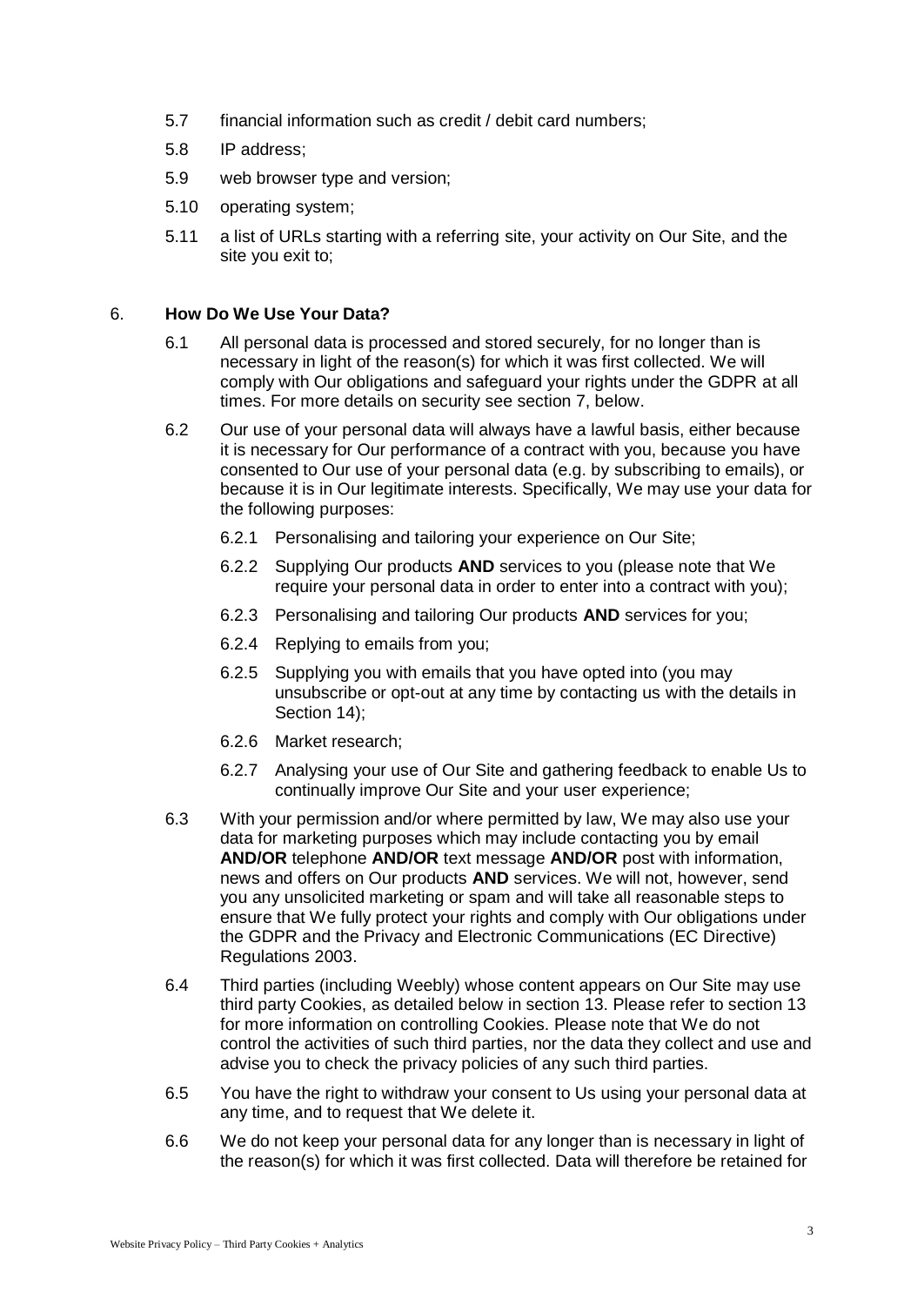5.7 financial information such as credit / debit card numbers;

5.8 IP address;

5.9 web browser type and version;

5.10 operating system;

5.11 a list of URLs starting with a referring site, your activity on Our Site, and the site you exit to;

## 6. How Do We Use Your Data?

6.1 All personal data is processed and stored securely, for no longer than is necessary in light of the reason(s) for which it was first collected. We will comply with Our obligations and safeguard your rights under the GDPR at all times. For more details on security see section 7, below.

6.2 Our use of your personal data will always have a lawful basis, either because it is necessary for Our performance of a contract with you, because you have consented to Our use of your personal data (e.g. by subscribing to emails), or because it is in Our legitimate interests. Specifically, We may use your data for the following purposes:

6.2.1 Personalising and tailoring your experience on Our Site;

6.2.2 Supplying Our products **AND** services to you (please note that We require your personal data in order to enter into a contract with you);

6.2.3 Personalising and tailoring Our products **AND** services for you;

6.2.4 Replying to emails from you;

6.2.5 Supplying you with emails that you have opted into (you may unsubscribe or opt-out at any time by contacting us with the details in Section 14);

6.2.6 Market research;

6.2.7 Analysing your use of Our Site and gathering feedback to enable Us to continually improve Our Site and your user experience;

6.3 With your permission and/or where permitted by law, We may also use your data for marketing purposes which may include contacting you by email **AND/OR** telephone **AND/OR** text message **AND/OR** post with information, news and offers on Our products **AND** services. We will not, however, send you any unsolicited marketing or spam and will take all reasonable steps to ensure that We fully protect your rights and comply with Our obligations under the GDPR and the Privacy and Electronic Communications (EC Directive) Regulations 2003.

6.4 Third parties (including Weebly) whose content appears on Our Site may use third party Cookies, as detailed below in section 13. Please refer to section 13 for more information on controlling Cookies. Please note that We do not control the activities of such third parties, nor the data they collect and use and advise you to check the privacy policies of any such third parties.

6.5 You have the right to withdraw your consent to Us using your personal data at any time, and to request that We delete it.

6.6 We do not keep your personal data for any longer than is necessary in light of the reason(s) for which it was first collected. Data will therefore be retained for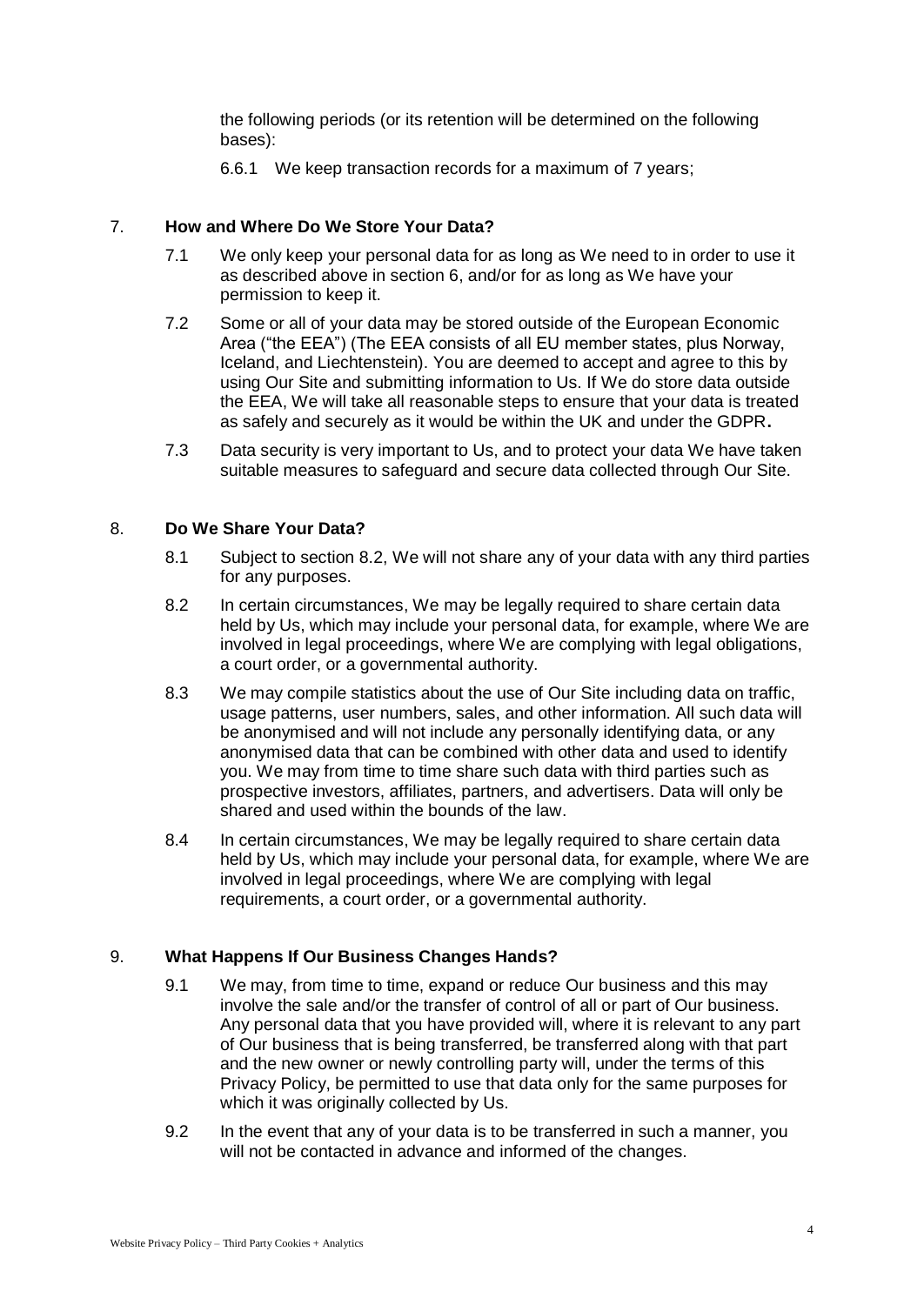the following periods (or its retention will be determined on the following bases):

6.6.1 We keep transaction records for a maximum of 7 years;

## 7. How and Where Do We Store Your Data?

7.1 We only keep your personal data for as long as We need to in order to use it as described above in section 6, and/or for as long as We have your permission to keep it.

7.2 Some or all of your data may be stored outside of the European Economic Area ("the EEA") (The EEA consists of all EU member states, plus Norway, Iceland, and Liechtenstein). You are deemed to accept and agree to this by using Our Site and submitting information to Us. If We do store data outside the EEA, We will take all reasonable steps to ensure that your data is treated as safely and securely as it would be within the UK and under the GDPR**.**

7.3 Data security is very important to Us, and to protect your data We have taken suitable measures to safeguard and secure data collected through Our Site.

## 8. Do We Share Your Data?

8.1 Subject to section 8.2, We will not share any of your data with any third parties for any purposes.

8.2 In certain circumstances, We may be legally required to share certain data held by Us, which may include your personal data, for example, where We are involved in legal proceedings, where We are complying with legal obligations, a court order, or a governmental authority.

8.3 We may compile statistics about the use of Our Site including data on traffic, usage patterns, user numbers, sales, and other information. All such data will be anonymised and will not include any personally identifying data, or any anonymised data that can be combined with other data and used to identify you. We may from time to time share such data with third parties such as prospective investors, affiliates, partners, and advertisers. Data will only be shared and used within the bounds of the law.

8.4 In certain circumstances, We may be legally required to share certain data held by Us, which may include your personal data, for example, where We are involved in legal proceedings, where We are complying with legal requirements, a court order, or a governmental authority.

## 9. What Happens If Our Business Changes Hands?

9.1 We may, from time to time, expand or reduce Our business and this may involve the sale and/or the transfer of control of all or part of Our business. Any personal data that you have provided will, where it is relevant to any part of Our business that is being transferred, be transferred along with that part and the new owner or newly controlling party will, under the terms of this Privacy Policy, be permitted to use that data only for the same purposes for which it was originally collected by Us.

9.2 In the event that any of your data is to be transferred in such a manner, you will not be contacted in advance and informed of the changes.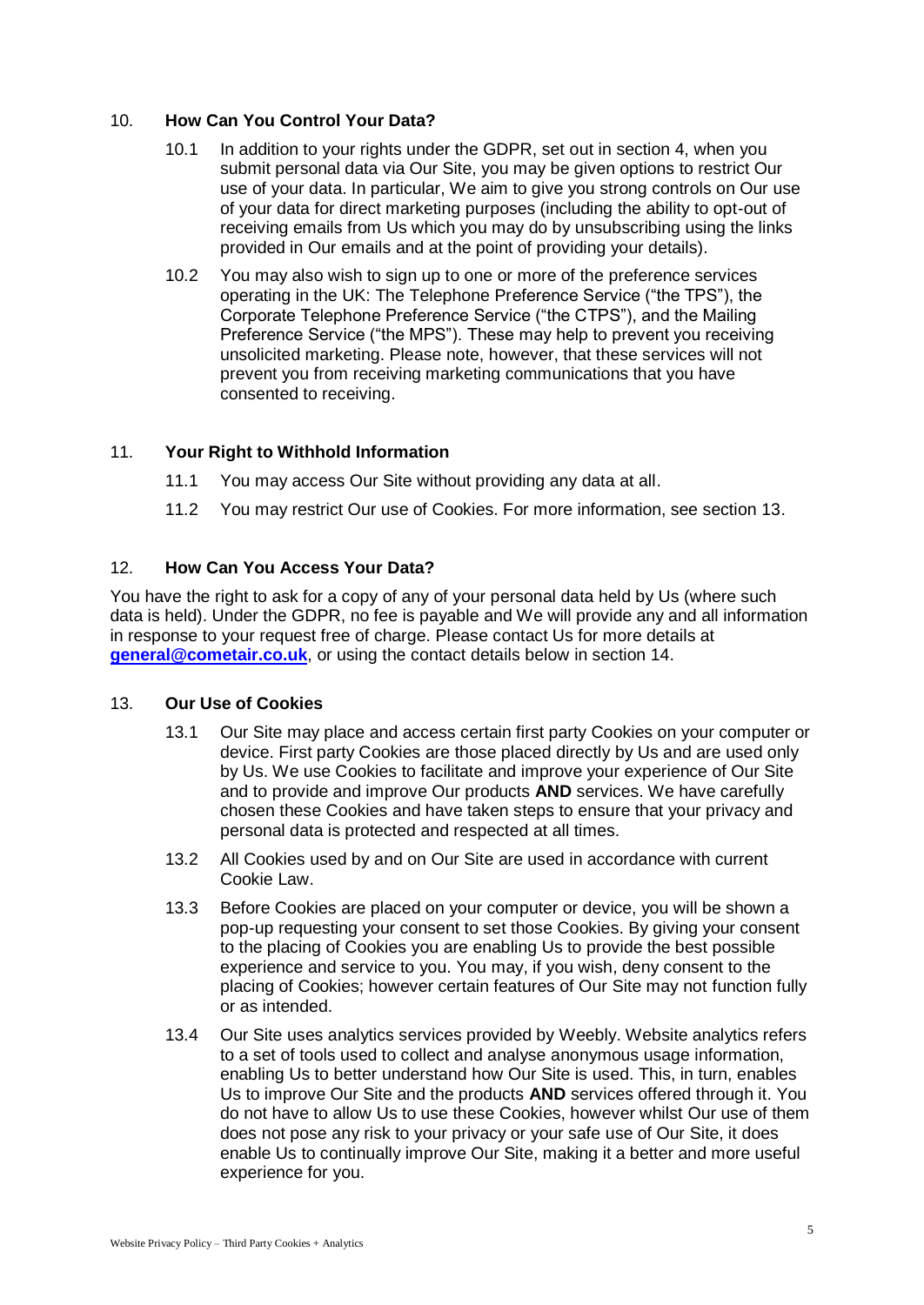## 10. How Can You Control Your Data?

10.1 In addition to your rights under the GDPR, set out in section 4, when you submit personal data via Our Site, you may be given options to restrict Our use of your data. In particular, We aim to give you strong controls on Our use of your data for direct marketing purposes (including the ability to opt-out of receiving emails from Us which you may do by unsubscribing using the links provided in Our emails and at the point of providing your details).

10.2 You may also wish to sign up to one or more of the preference services operating in the UK: The Telephone Preference Service ("the TPS"), the Corporate Telephone Preference Service ("the CTPS"), and the Mailing Preference Service ("the MPS"). These may help to prevent you receiving unsolicited marketing. Please note, however, that these services will not prevent you from receiving marketing communications that you have consented to receiving.

## 11. Your Right to Withhold Information

11.1 You may access Our Site without providing any data at all.

11.2 You may restrict Our use of Cookies. For more information, see section 13.

## 12. How Can You Access Your Data?

You have the right to ask for a copy of any of your personal data held by Us (where such data is held). Under the GDPR, no fee is payable and We will provide any and all information in response to your request free of charge. Please contact Us for more details at **general@cometair.co.uk**, or using the contact details below in section 14.

## 13. Our Use of Cookies

13.1 Our Site may place and access certain first party Cookies on your computer or device. First party Cookies are those placed directly by Us and are used only by Us. We use Cookies to facilitate and improve your experience of Our Site and to provide and improve Our products **AND** services. We have carefully chosen these Cookies and have taken steps to ensure that your privacy and personal data is protected and respected at all times.

13.2 All Cookies used by and on Our Site are used in accordance with current Cookie Law.

13.3 Before Cookies are placed on your computer or device, you will be shown a pop-up requesting your consent to set those Cookies. By giving your consent to the placing of Cookies you are enabling Us to provide the best possible experience and service to you. You may, if you wish, deny consent to the placing of Cookies; however certain features of Our Site may not function fully or as intended.

13.4 Our Site uses analytics services provided by Weebly. Website analytics refers to a set of tools used to collect and analyse anonymous usage information, enabling Us to better understand how Our Site is used. This, in turn, enables Us to improve Our Site and the products **AND** services offered through it. You do not have to allow Us to use these Cookies, however whilst Our use of them does not pose any risk to your privacy or your safe use of Our Site, it does enable Us to continually improve Our Site, making it a better and more useful experience for you.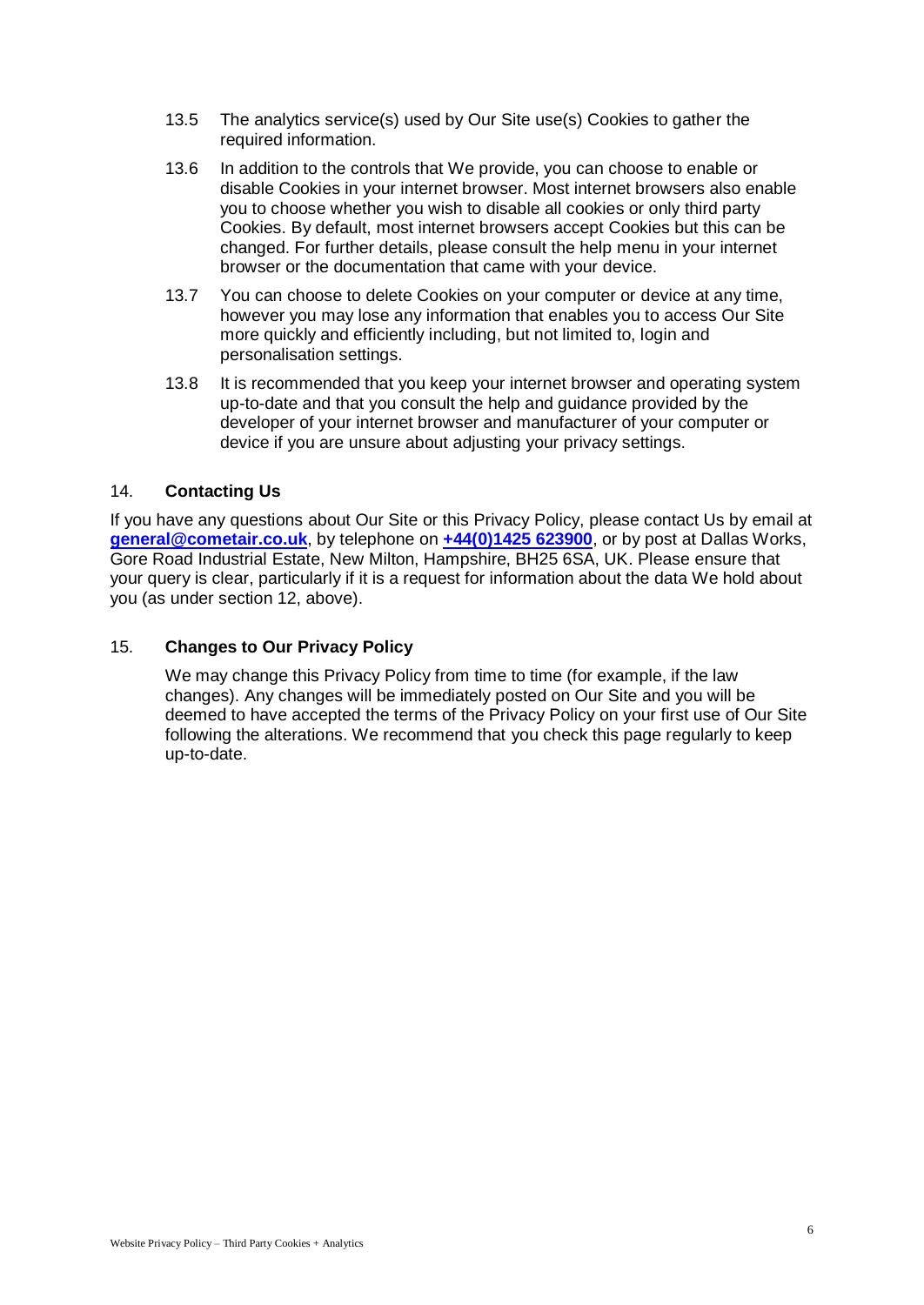13.5 The analytics service(s) used by Our Site use(s) Cookies to gather the required information.

13.6 In addition to the controls that We provide, you can choose to enable or disable Cookies in your internet browser. Most internet browsers also enable you to choose whether you wish to disable all cookies or only third party Cookies. By default, most internet browsers accept Cookies but this can be changed. For further details, please consult the help menu in your internet browser or the documentation that came with your device.

13.7 You can choose to delete Cookies on your computer or device at any time, however you may lose any information that enables you to access Our Site more quickly and efficiently including, but not limited to, login and personalisation settings.

13.8 It is recommended that you keep your internet browser and operating system up-to-date and that you consult the help and guidance provided by the developer of your internet browser and manufacturer of your computer or device if you are unsure about adjusting your privacy settings.

## 14. **Contacting Us**

If you have any questions about Our Site or this Privacy Policy, please contact Us by email at **general@cometair.co.uk**, by telephone on **+44(0)1425 623900**, or by post at Dallas Works, Gore Road Industrial Estate, New Milton, Hampshire, BH25 6SA, UK. Please ensure that your query is clear, particularly if it is a request for information about the data We hold about you (as under section 12, above).

## 15. **Changes to Our Privacy Policy**

We may change this Privacy Policy from time to time (for example, if the law changes). Any changes will be immediately posted on Our Site and you will be deemed to have accepted the terms of the Privacy Policy on your first use of Our Site following the alterations. We recommend that you check this page regularly to keep up-to-date.